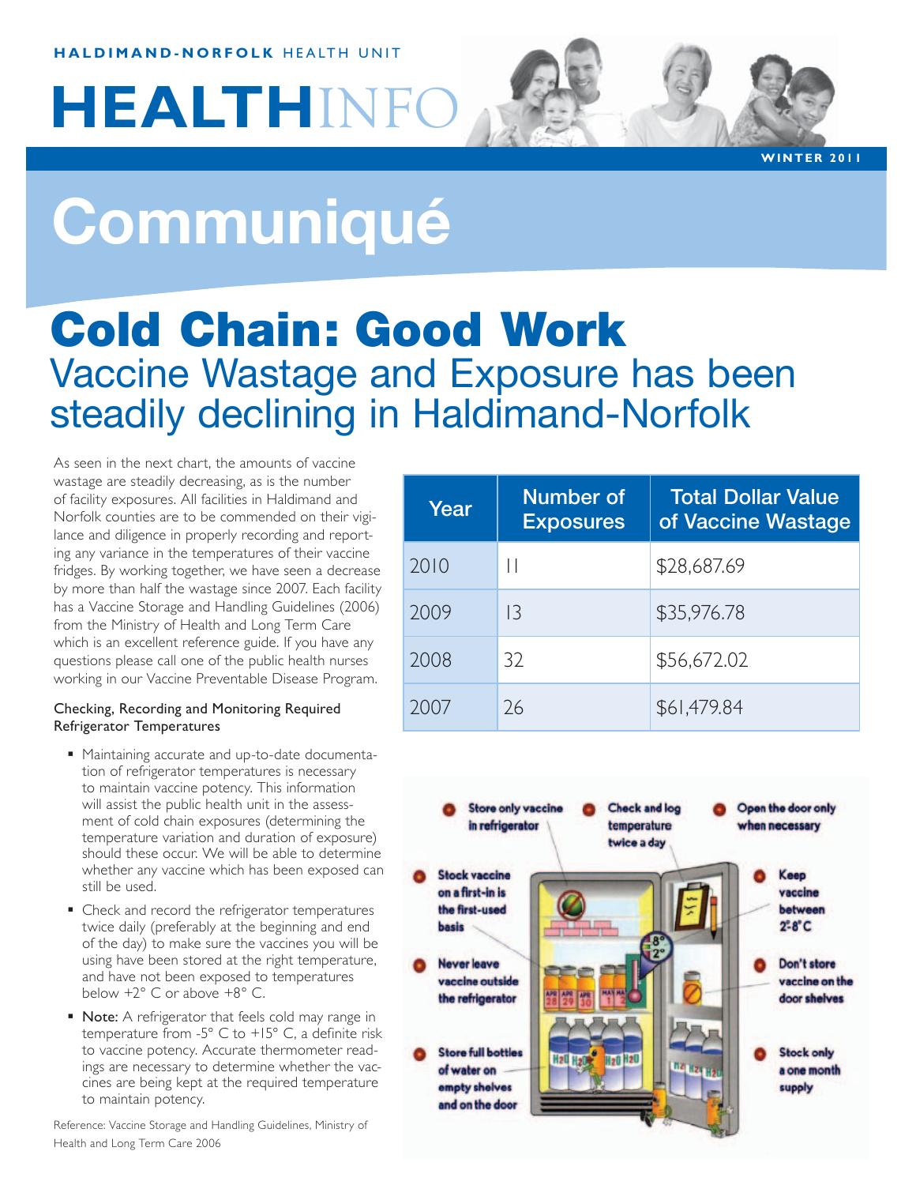**HALDIMAND-NORFOLK** HEALTH UNIT

# HEALTHINFO

WINTER 2011

# Communiqué

## Cold Chain: Good Work

### Vaccine Wastage and Exposure has been steadily declining in Haldimand-Norfolk

As seen in the next chart, the amounts of vaccine wastage are steadily decreasing, as is the number of facility exposures. All facilities in Haldimand and Norfolk counties are to be commended on their vigilance and diligence in properly recording and reporting any variance in the temperatures of their vaccine fridges. By working together, we have seen a decrease by more than half the wastage since 2007. Each facility has a Vaccine Storage and Handling Guidelines (2006) from the Ministry of Health and Long Term Care which is an excellent reference guide. If you have any questions please call one of the public health nurses working in our Vaccine Preventable Disease Program.

| Year | Number of Exposures | Total Dollar Value of Vaccine Wastage |
|---|---|---|
| 2010 | 11 | $28,687.69 |
| 2009 | 13 | $35,976.78 |
| 2008 | 32 | $56,672.02 |
| 2007 | 26 | $61,479.84 |

#### Checking, Recording and Monitoring Required Refrigerator Temperatures

- Maintaining accurate and up-to-date documentation of refrigerator temperatures is necessary to maintain vaccine potency. This information will assist the public health unit in the assessment of cold chain exposures (determining the temperature variation and duration of exposure) should these occur. We will be able to determine whether any vaccine which has been exposed can still be used.
- Check and record the refrigerator temperatures twice daily (preferably at the beginning and end of the day) to make sure the vaccines you will be using have been stored at the right temperature, and have not been exposed to temperatures below +2° C or above +8° C.
- Note: A refrigerator that feels cold may range in temperature from -5° C to +15° C, a definite risk to vaccine potency. Accurate thermometer readings are necessary to determine whether the vaccines are being kept at the required temperature to maintain potency.

Reference: Vaccine Storage and Handling Guidelines, Ministry of Health and Long Term Care 2006

- Store only vaccine in refrigerator
- Check and log temperature twice a day
- Open the door only when necessary
- Stock vaccine on a first-in is the first-used basis
- Keep vaccine between 2-8°C
- Never leave vaccine outside the refrigerator
- Don't store vaccine on the door shelves
- Store full bottles of water on empty shelves and on the door
- Stock only a one month supply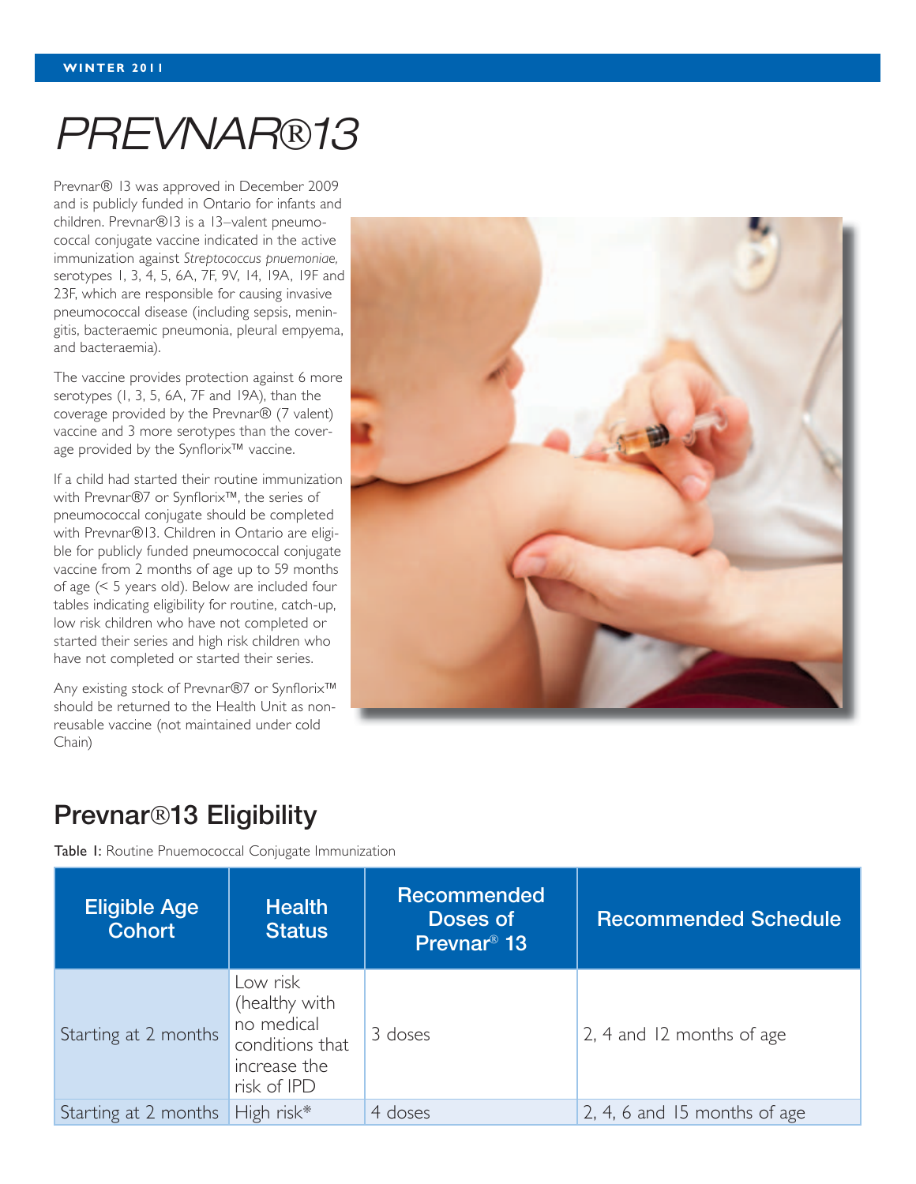# PREVNAR®13

Prevnar® 13 was approved in December 2009 and is publicly funded in Ontario for infants and children. Prevnar®13 is a 13–valent pneumococcal conjugate vaccine indicated in the active immunization against *Streptococcus pnuemoniae,* serotypes 1, 3, 4, 5, 6A, 7F, 9V, 14, 19A, 19F and 23F, which are responsible for causing invasive pneumococcal disease (including sepsis, meningitis, bacteraemic pneumonia, pleural empyema, and bacteraemia).

The vaccine provides protection against 6 more serotypes (1, 3, 5, 6A, 7F and 19A), than the coverage provided by the Prevnar® (7 valent) vaccine and 3 more serotypes than the coverage provided by the Synflorix™ vaccine.

If a child had started their routine immunization with Prevnar®7 or Synflorix™, the series of pneumococcal conjugate should be completed with Prevnar®13. Children in Ontario are eligible for publicly funded pneumococcal conjugate vaccine from 2 months of age up to 59 months of age (< 5 years old). Below are included four tables indicating eligibility for routine, catch-up, low risk children who have not completed or started their series and high risk children who have not completed or started their series.

Any existing stock of Prevnar®7 or Synflorix™ should be returned to the Health Unit as non-reusable vaccine (not maintained under cold Chain)

## Prevnar®13 Eligibility

**Table 1:** Routine Pnuemococcal Conjugate Immunization

| Eligible Age Cohort | Health Status | Recommended Doses of Prevnar® 13 | Recommended Schedule |
| --- | --- | --- | --- |
| Starting at 2 months | Low risk (healthy with no medical conditions that increase the risk of IPD | 3 doses | 2, 4 and 12 months of age |
| Starting at 2 months | High risk* | 4 doses | 2, 4, 6 and 15 months of age |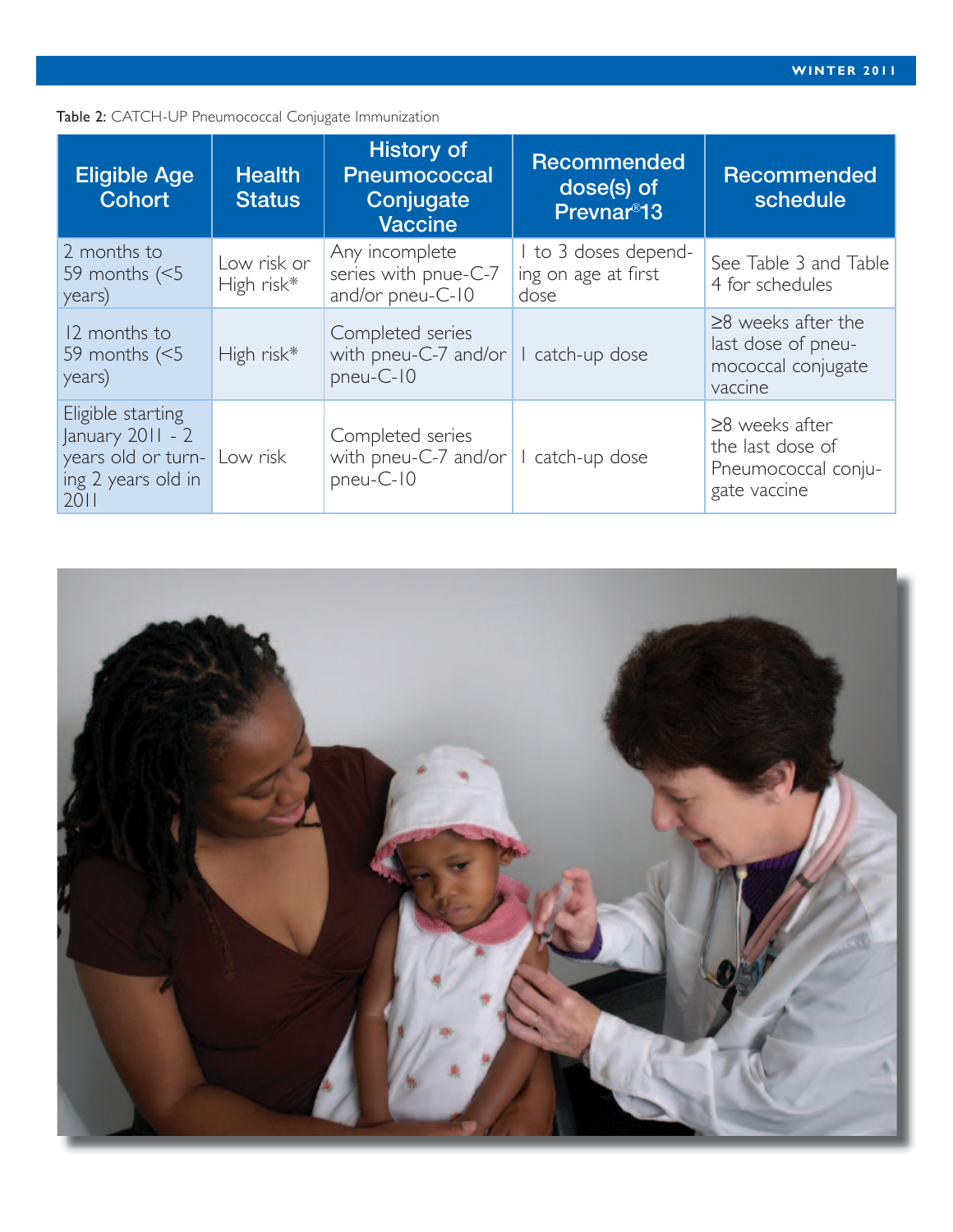Table 2: CATCH-UP Pneumococcal Conjugate Immunization

| Eligible Age Cohort | Health Status | History of Pneumococcal Conjugate Vaccine | Recommended dose(s) of Prevnar®13 | Recommended schedule |
|---|---|---|---|---|
| 2 months to 59 months (<5 years) | Low risk or High risk* | Any incomplete series with pnue-C-7 and/or pneu-C-10 | 1 to 3 doses depending on age at first dose | See Table 3 and Table 4 for schedules |
| 12 months to 59 months (<5 years) | High risk* | Completed series with pneu-C-7 and/or pneu-C-10 | 1 catch-up dose | ≥8 weeks after the last dose of pneumococcal conjugate vaccine |
| Eligible starting January 2011 - 2 years old or turning 2 years old in 2011 | Low risk | Completed series with pneu-C-7 and/or pneu-C-10 | 1 catch-up dose | ≥8 weeks after the last dose of Pneumococcal conjugate vaccine |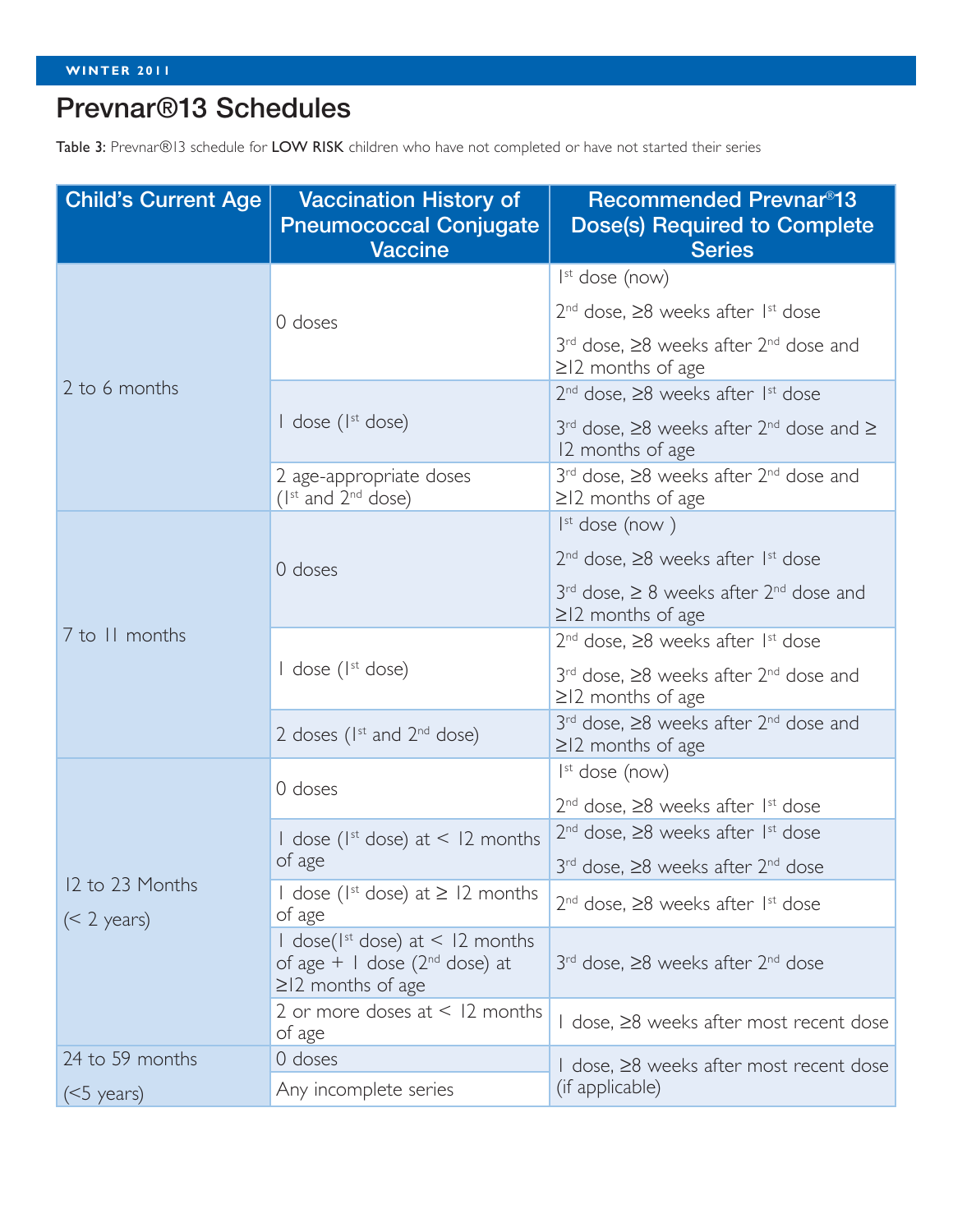# Prevnar®13 Schedules

Table 3: Prevnar®13 schedule for **LOW RISK** children who have not completed or have not started their series

| Child's Current Age | Vaccination History of Pneumococcal Conjugate Vaccine | Recommended Prevnar®13 Dose(s) Required to Complete Series |
|---|---|---|
| 2 to 6 months | 0 doses | 1st dose (now)<br>2nd dose, ≥8 weeks after 1st dose<br>3rd dose, ≥8 weeks after 2nd dose and ≥12 months of age |
| | 1 dose (1st dose) | 2nd dose, ≥8 weeks after 1st dose<br>3rd dose, ≥8 weeks after 2nd dose and ≥ 12 months of age |
| | 2 age-appropriate doses (1st and 2nd dose) | 3rd dose, ≥8 weeks after 2nd dose and ≥12 months of age |
| 7 to 11 months | 0 doses | 1st dose (now )<br>2nd dose, ≥8 weeks after 1st dose<br>3rd dose, ≥ 8 weeks after 2nd dose and ≥12 months of age |
| | 1 dose (1st dose) | 2nd dose, ≥8 weeks after 1st dose<br>3rd dose, ≥8 weeks after 2nd dose and ≥12 months of age |
| | 2 doses (1st and 2nd dose) | 3rd dose, ≥8 weeks after 2nd dose and ≥12 months of age |
| 12 to 23 Months<br>(< 2 years) | 0 doses | 1st dose (now)<br>2nd dose, ≥8 weeks after 1st dose |
| | 1 dose (1st dose) at < 12 months of age | 2nd dose, ≥8 weeks after 1st dose<br>3rd dose, ≥8 weeks after 2nd dose |
| | 1 dose (1st dose) at ≥ 12 months of age | 2nd dose, ≥8 weeks after 1st dose |
| | 1 dose(1st dose) at < 12 months of age + 1 dose (2nd dose) at ≥12 months of age | 3rd dose, ≥8 weeks after 2nd dose |
| | 2 or more doses at < 12 months of age | 1 dose, ≥8 weeks after most recent dose |
| 24 to 59 months<br>(<5 years) | 0 doses | 1 dose, ≥8 weeks after most recent dose (if applicable) |
| | Any incomplete series | |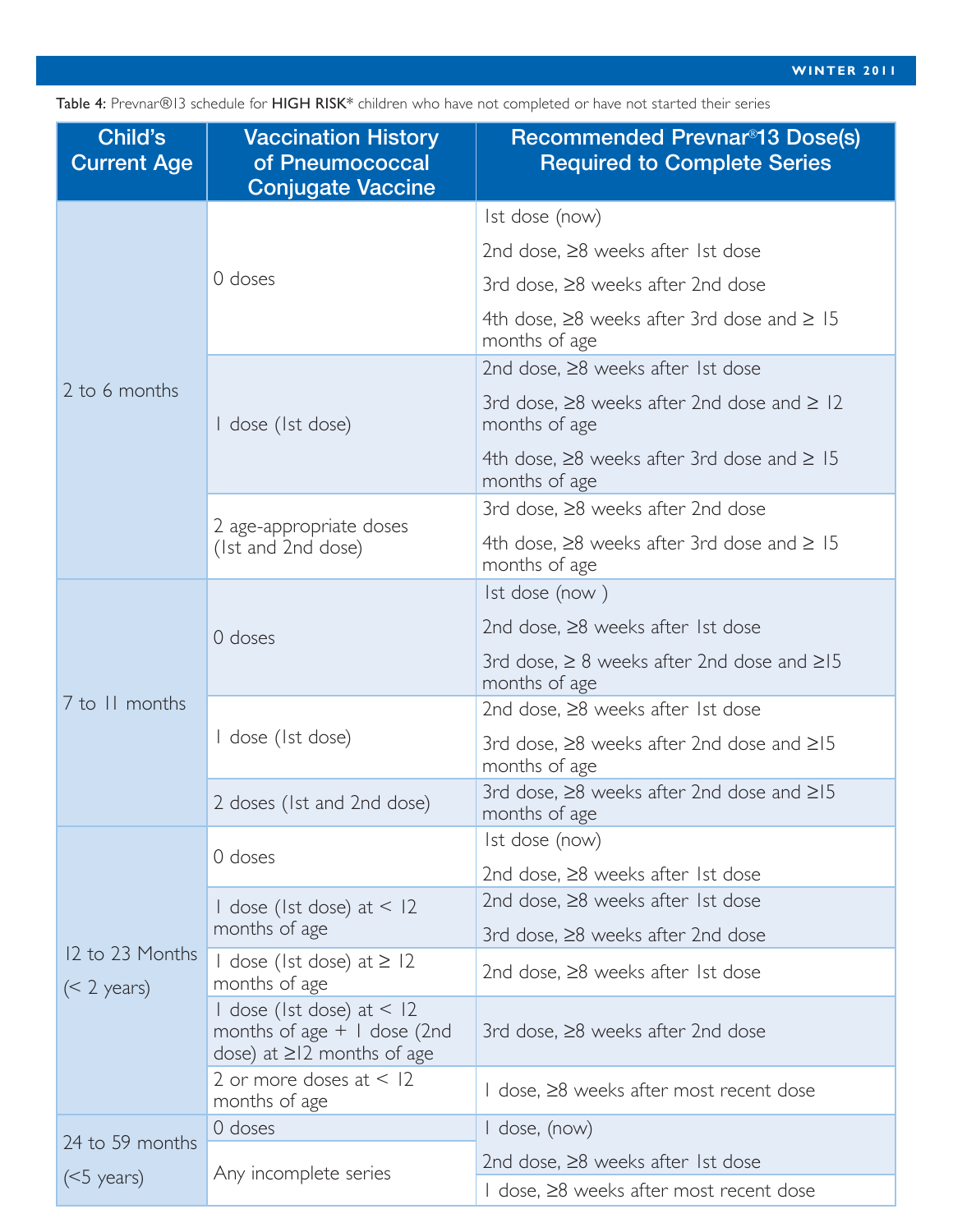Table 4: Prevnar®13 schedule for **HIGH RISK*** children who have not completed or have not started their series

| Child's Current Age | Vaccination History of Pneumococcal Conjugate Vaccine | Recommended Prevnar®13 Dose(s) Required to Complete Series |
|---|---|---|
| 2 to 6 months | 0 doses | 1st dose (now)<br>2nd dose, ≥8 weeks after 1st dose<br>3rd dose, ≥8 weeks after 2nd dose<br>4th dose, ≥8 weeks after 3rd dose and ≥ 15 months of age |
| | 1 dose (1st dose) | 2nd dose, ≥8 weeks after 1st dose<br>3rd dose, ≥8 weeks after 2nd dose and ≥ 12 months of age<br>4th dose, ≥8 weeks after 3rd dose and ≥ 15 months of age |
| | 2 age-appropriate doses (1st and 2nd dose) | 3rd dose, ≥8 weeks after 2nd dose<br>4th dose, ≥8 weeks after 3rd dose and ≥ 15 months of age |
| 7 to 11 months | 0 doses | 1st dose (now )<br>2nd dose, ≥8 weeks after 1st dose<br>3rd dose, ≥ 8 weeks after 2nd dose and ≥15 months of age |
| | 1 dose (1st dose) | 2nd dose, ≥8 weeks after 1st dose<br>3rd dose, ≥8 weeks after 2nd dose and ≥15 months of age |
| | 2 doses (1st and 2nd dose) | 3rd dose, ≥8 weeks after 2nd dose and ≥15 months of age |
| 12 to 23 Months (< 2 years) | 0 doses | 1st dose (now)<br>2nd dose, ≥8 weeks after 1st dose |
| | 1 dose (1st dose) at < 12 months of age | 2nd dose, ≥8 weeks after 1st dose<br>3rd dose, ≥8 weeks after 2nd dose |
| | 1 dose (1st dose) at ≥ 12 months of age | 2nd dose, ≥8 weeks after 1st dose |
| | 1 dose (1st dose) at < 12 months of age + 1 dose (2nd dose) at ≥12 months of age | 3rd dose, ≥8 weeks after 2nd dose |
| | 2 or more doses at < 12 months of age | 1 dose, ≥8 weeks after most recent dose |
| 24 to 59 months (<5 years) | 0 doses | 1 dose, (now)<br>2nd dose, ≥8 weeks after 1st dose |
| | Any incomplete series | 1 dose, ≥8 weeks after most recent dose |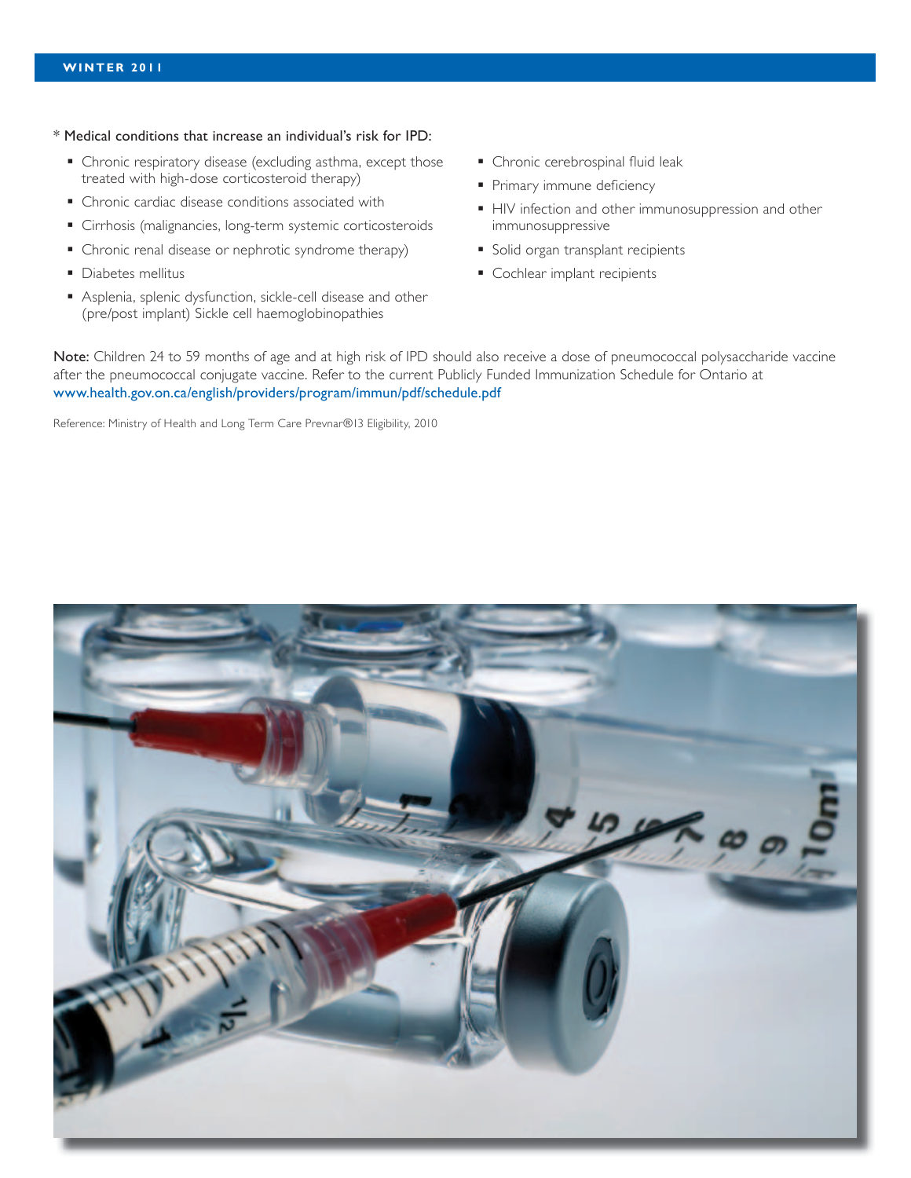\* Medical conditions that increase an individual's risk for IPD:

- Chronic respiratory disease (excluding asthma, except those treated with high-dose corticosteroid therapy)
- Chronic cardiac disease conditions associated with
- Cirrhosis (malignancies, long-term systemic corticosteroids
- Chronic renal disease or nephrotic syndrome therapy)
- Diabetes mellitus
- Asplenia, splenic dysfunction, sickle-cell disease and other (pre/post implant) Sickle cell haemoglobinopathies
- Chronic cerebrospinal fluid leak
- Primary immune deficiency
- HIV infection and other immunosuppression and other immunosuppressive
- Solid organ transplant recipients
- Cochlear implant recipients

**Note:** Children 24 to 59 months of age and at high risk of IPD should also receive a dose of pneumococcal polysaccharide vaccine after the pneumococcal conjugate vaccine. Refer to the current Publicly Funded Immunization Schedule for Ontario at www.health.gov.on.ca/english/providers/program/immun/pdf/schedule.pdf

Reference: Ministry of Health and Long Term Care Prevnar®13 Eligibility, 2010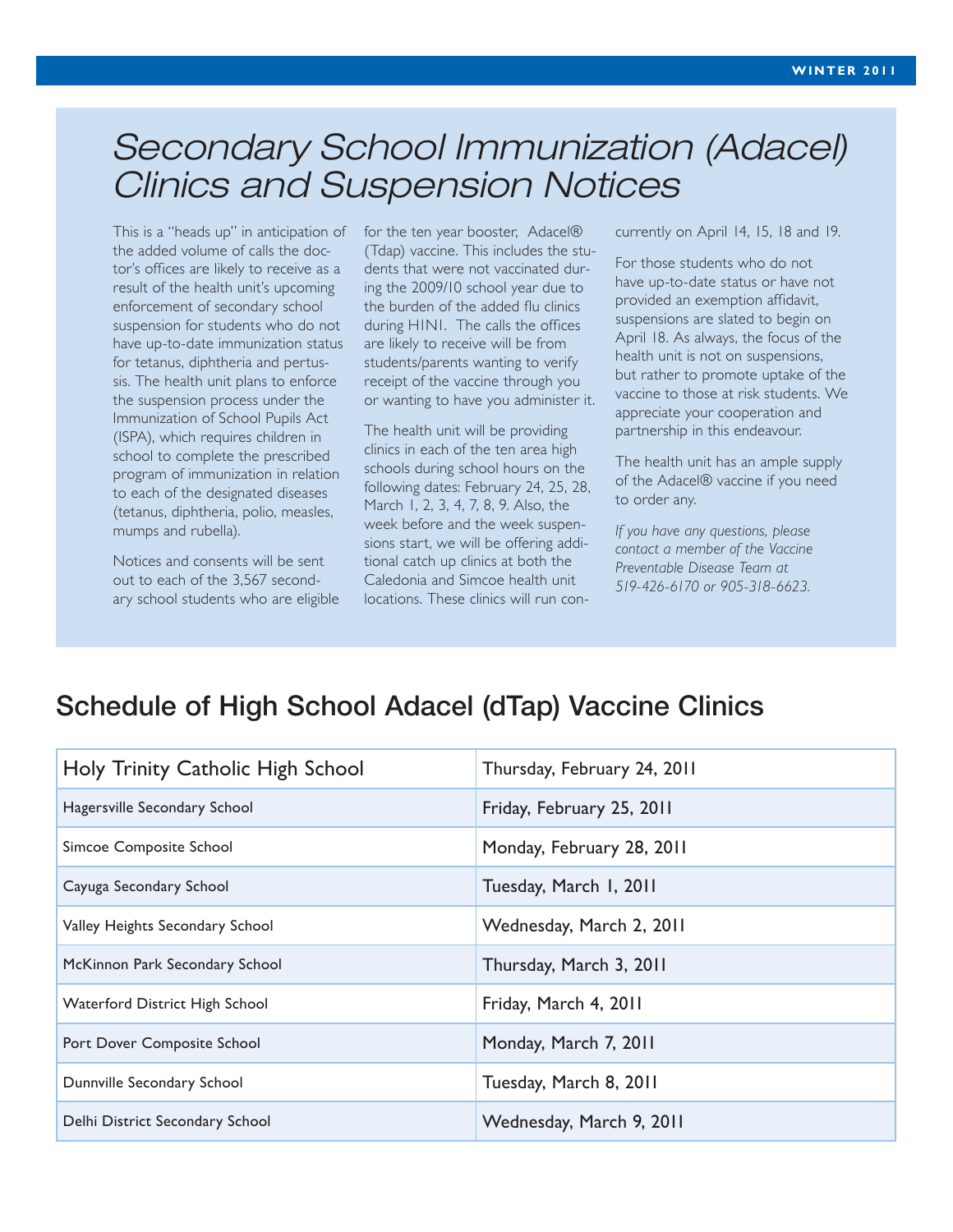# Secondary School Immunization (Adacel) Clinics and Suspension Notices

This is a "heads up" in anticipation of the added volume of calls the doctor's offices are likely to receive as a result of the health unit's upcoming enforcement of secondary school suspension for students who do not have up-to-date immunization status for tetanus, diphtheria and pertussis. The health unit plans to enforce the suspension process under the Immunization of School Pupils Act (ISPA), which requires children in school to complete the prescribed program of immunization in relation to each of the designated diseases (tetanus, diphtheria, polio, measles, mumps and rubella).

Notices and consents will be sent out to each of the 3,567 secondary school students who are eligible for the ten year booster, Adacel® (Tdap) vaccine. This includes the students that were not vaccinated during the 2009/10 school year due to the burden of the added flu clinics during H1N1. The calls the offices are likely to receive will be from students/parents wanting to verify receipt of the vaccine through you or wanting to have you administer it.

The health unit will be providing clinics in each of the ten area high schools during school hours on the following dates: February 24, 25, 28, March 1, 2, 3, 4, 7, 8, 9. Also, the week before and the week suspensions start, we will be offering additional catch up clinics at both the Caledonia and Simcoe health unit locations. These clinics will run concurrently on April 14, 15, 18 and 19.

For those students who do not have up-to-date status or have not provided an exemption affidavit, suspensions are slated to begin on April 18. As always, the focus of the health unit is not on suspensions, but rather to promote uptake of the vaccine to those at risk students. We appreciate your cooperation and partnership in this endeavour.

The health unit has an ample supply of the Adacel® vaccine if you need to order any.

*If you have any questions, please contact a member of the Vaccine Preventable Disease Team at 519-426-6170 or 905-318-6623.*

## Schedule of High School Adacel (dTap) Vaccine Clinics

| School | Date |
|---|---|
| Holy Trinity Catholic High School | Thursday, February 24, 2011 |
| Hagersville Secondary School | Friday, February 25, 2011 |
| Simcoe Composite School | Monday, February 28, 2011 |
| Cayuga Secondary School | Tuesday, March 1, 2011 |
| Valley Heights Secondary School | Wednesday, March 2, 2011 |
| McKinnon Park Secondary School | Thursday, March 3, 2011 |
| Waterford District High School | Friday, March 4, 2011 |
| Port Dover Composite School | Monday, March 7, 2011 |
| Dunnville Secondary School | Tuesday, March 8, 2011 |
| Delhi District Secondary School | Wednesday, March 9, 2011 |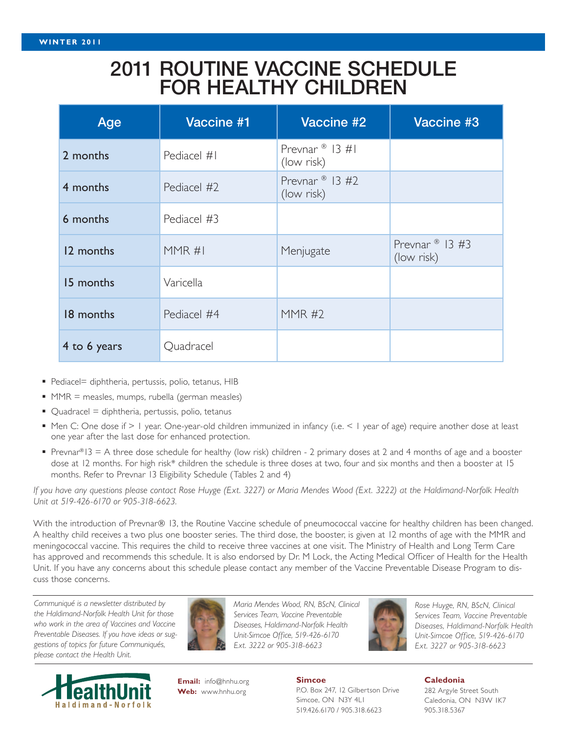WINTER 2011

# 2011 ROUTINE VACCINE SCHEDULE FOR HEALTHY CHILDREN

| Age | Vaccine #1 | Vaccine #2 | Vaccine #3 |
|---|---|---|---|
| 2 months | Pediacel #1 | Prevnar ® 13 #1 (low risk) | |
| 4 months | Pediacel #2 | Prevnar ® 13 #2 (low risk) | |
| 6 months | Pediacel #3 | | |
| 12 months | MMR #1 | Menjugate | Prevnar ® 13 #3 (low risk) |
| 15 months | Varicella | | |
| 18 months | Pediacel #4 | MMR #2 | |
| 4 to 6 years | Quadracel | | |

- Pediacel= diphtheria, pertussis, polio, tetanus, HIB
- MMR = measles, mumps, rubella (german measles)
- Quadracel = diphtheria, pertussis, polio, tetanus
- Men C: One dose if > 1 year. One-year-old children immunized in infancy (i.e. < 1 year of age) require another dose at least one year after the last dose for enhanced protection.
- Prevnar®13 = A three dose schedule for healthy (low risk) children - 2 primary doses at 2 and 4 months of age and a booster dose at 12 months. For high risk* children the schedule is three doses at two, four and six months and then a booster at 15 months. Refer to Prevnar 13 Eligibility Schedule (Tables 2 and 4)

*If you have any questions please contact Rose Huyge (Ext. 3227) or Maria Mendes Wood (Ext. 3222) at the Haldimand-Norfolk Health Unit at 519-426-6170 or 905-318-6623.*

With the introduction of Prevnar® 13, the Routine Vaccine schedule of pneumococcal vaccine for healthy children has been changed. A healthy child receives a two plus one booster series. The third dose, the booster, is given at 12 months of age with the MMR and meningococcal vaccine. This requires the child to receive three vaccines at one visit. The Ministry of Health and Long Term Care has approved and recommends this schedule. It is also endorsed by Dr. M Lock, the Acting Medical Officer of Health for the Health Unit. If you have any concerns about this schedule please contact any member of the Vaccine Preventable Disease Program to discuss those concerns.

*Communiqué is a newsletter distributed by the Haldimand-Norfolk Health Unit for those who work in the area of Vaccines and Vaccine Preventable Diseases. If you have ideas or suggestions of topics for future Communiqués, please contact the Health Unit.*

*Maria Mendes Wood, RN, BScN, Clinical Services Team, Vaccine Preventable Diseases, Haldimand-Norfolk Health Unit-Simcoe Office, 519-426-6170 Ext. 3222 or 905-318-6623*

*Rose Huyge, RN, BScN, Clinical Services Team, Vaccine Preventable Diseases, Haldimand-Norfolk Health Unit-Simcoe Office, 519-426-6170 Ext. 3227 or 905-318-6623*

HealthUnit Haldimand-Norfolk

**Email:** info@hnhu.org
**Web:** www.hnhu.org

**Simcoe**
P.O. Box 247, 12 Gilbertson Drive
Simcoe, ON N3Y 4L1
519.426.6170 / 905.318.6623

**Caledonia**
282 Argyle Street South
Caledonia, ON N3W 1K7
905.318.5367